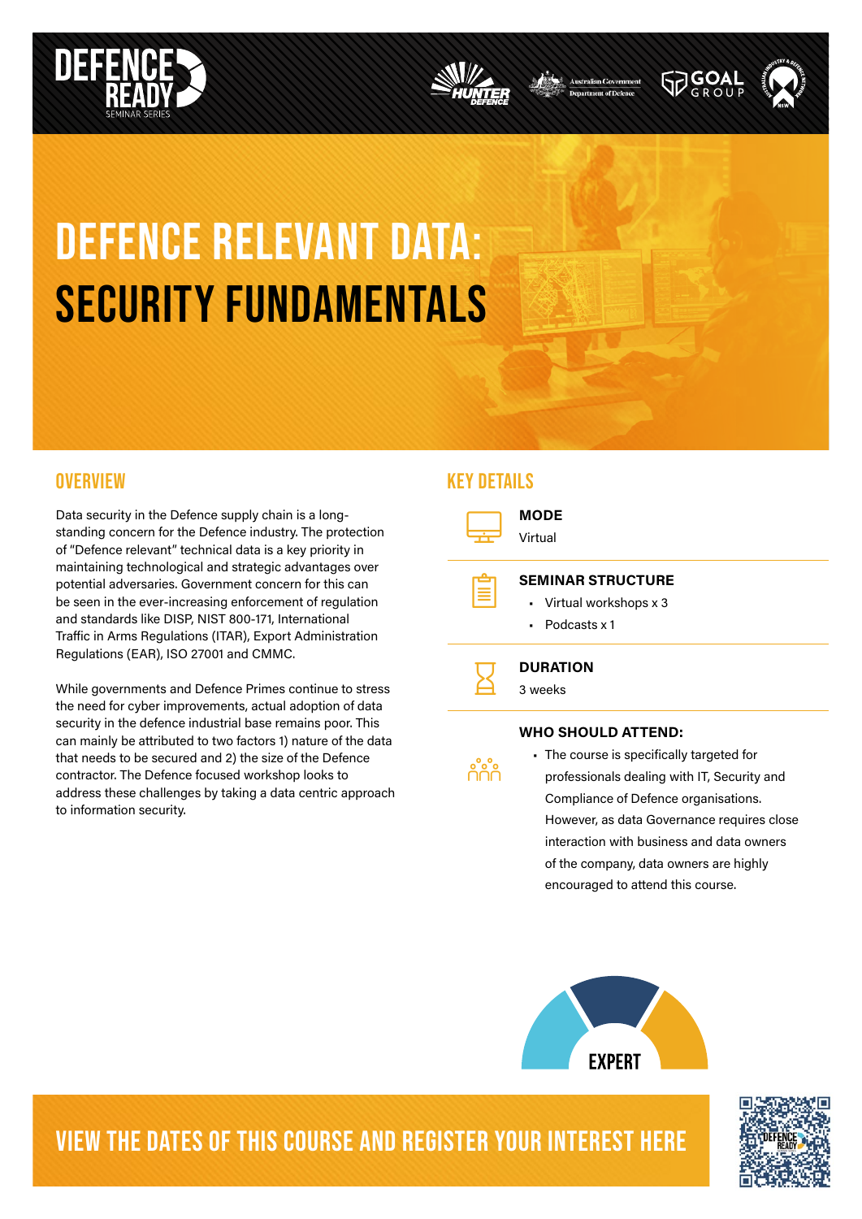# DEFENCE RELEVANT DATA: SECURITY FUNDAMENTALS

## OVERVIEW

Data security in the Defence supply chain is a long-standing concern for the Defence industry. The protection of "Defence relevant" technical data is a key priority in maintaining technological and strategic advantages over potential adversaries. Government concern for this can be seen in the ever-increasing enforcement of regulation and standards like DISP, NIST 800-171, International Traffic in Arms Regulations (ITAR), Export Administration Regulations (EAR), ISO 27001 and CMMC.

While governments and Defence Primes continue to stress the need for cyber improvements, actual adoption of data security in the defence industrial base remains poor. This can mainly be attributed to two factors 1) nature of the data that needs to be secured and 2) the size of the Defence contractor. The Defence focused workshop looks to address these challenges by taking a data centric approach to information security.

## KEY DETAILS

**MODE**

Virtual

**SEMINAR STRUCTURE**

- Virtual workshops x 3
- Podcasts x 1

**DURATION**

3 weeks

**WHO SHOULD ATTEND:**

- The course is specifically targeted for professionals dealing with IT, Security and Compliance of Defence organisations. However, as data Governance requires close interaction with business and data owners of the company, data owners are highly encouraged to attend this course.

EXPERT

## VIEW THE DATES OF THIS COURSE AND REGISTER YOUR INTEREST HERE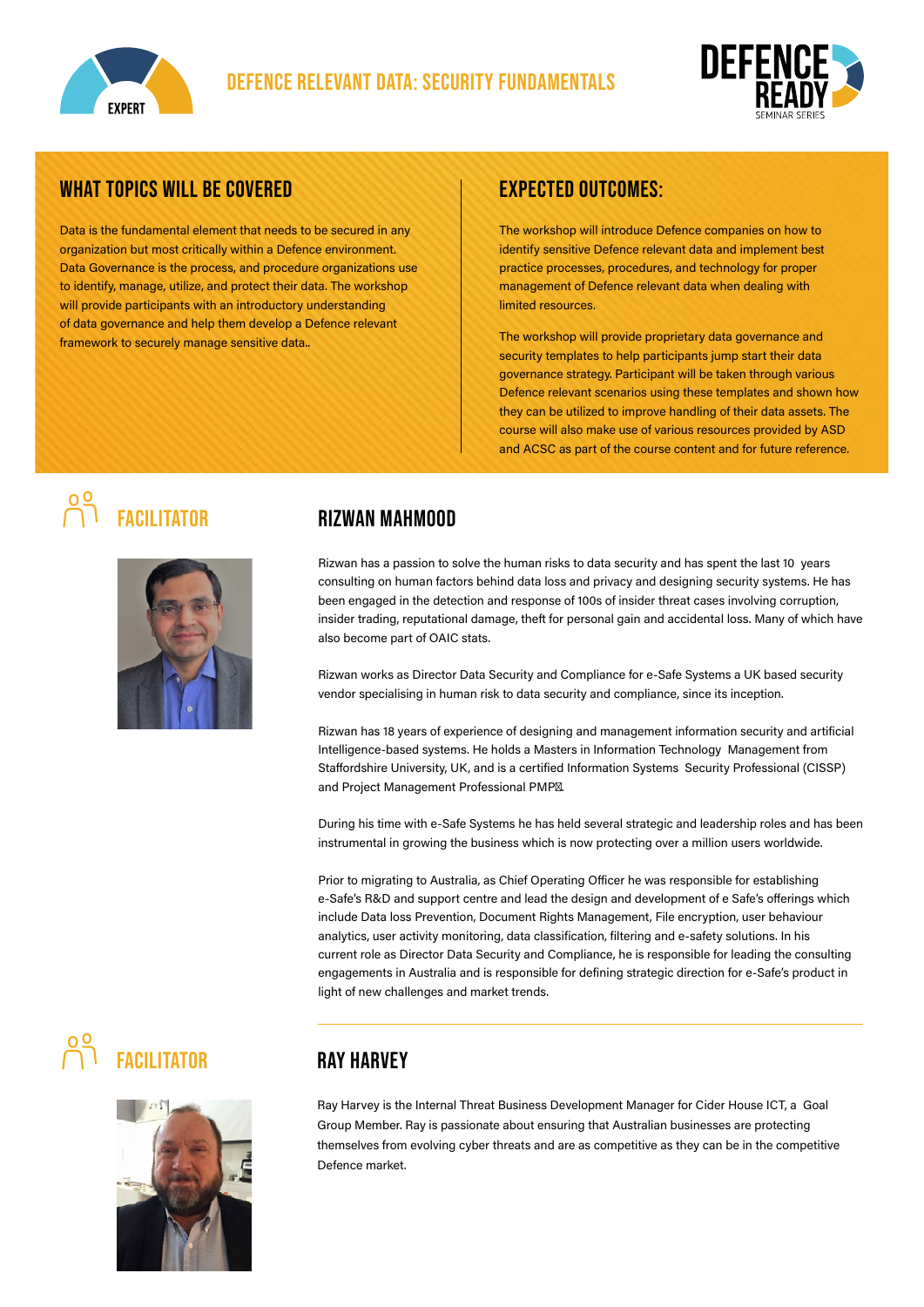EXPERT

# DEFENCE RELEVANT DATA: SECURITY FUNDAMENTALS

DEFENCE READY SEMINAR SERIES

## WHAT TOPICS WILL BE COVERED

Data is the fundamental element that needs to be secured in any organization but most critically within a Defence environment. Data Governance is the process, and procedure organizations use to identify, manage, utilize, and protect their data. The workshop will provide participants with an introductory understanding of data governance and help them develop a Defence relevant framework to securely manage sensitive data..

## EXPECTED OUTCOMES:

The workshop will introduce Defence companies on how to identify sensitive Defence relevant data and implement best practice processes, procedures, and technology for proper management of Defence relevant data when dealing with limited resources.

The workshop will provide proprietary data governance and security templates to help participants jump start their data governance strategy. Participant will be taken through various Defence relevant scenarios using these templates and shown how they can be utilized to improve handling of their data assets. The course will also make use of various resources provided by ASD and ACSC as part of the course content and for future reference.

## FACILITATOR

### RIZWAN MAHMOOD

Rizwan has a passion to solve the human risks to data security and has spent the last 10 years consulting on human factors behind data loss and privacy and designing security systems. He has been engaged in the detection and response of 100s of insider threat cases involving corruption, insider trading, reputational damage, theft for personal gain and accidental loss. Many of which have also become part of OAIC stats.

Rizwan works as Director Data Security and Compliance for e-Safe Systems a UK based security vendor specialising in human risk to data security and compliance, since its inception.

Rizwan has 18 years of experience of designing and management information security and artificial Intelligence-based systems. He holds a Masters in Information Technology Management from Staffordshire University, UK, and is a certified Information Systems Security Professional (CISSP) and Project Management Professional PMP.

During his time with e-Safe Systems he has held several strategic and leadership roles and has been instrumental in growing the business which is now protecting over a million users worldwide.

Prior to migrating to Australia, as Chief Operating Officer he was responsible for establishing e-Safe's R&D and support centre and lead the design and development of e Safe's offerings which include Data loss Prevention, Document Rights Management, File encryption, user behaviour analytics, user activity monitoring, data classification, filtering and e-safety solutions. In his current role as Director Data Security and Compliance, he is responsible for leading the consulting engagements in Australia and is responsible for defining strategic direction for e-Safe's product in light of new challenges and market trends.

## FACILITATOR

### RAY HARVEY

Ray Harvey is the Internal Threat Business Development Manager for Cider House ICT, a Goal Group Member. Ray is passionate about ensuring that Australian businesses are protecting themselves from evolving cyber threats and are as competitive as they can be in the competitive Defence market.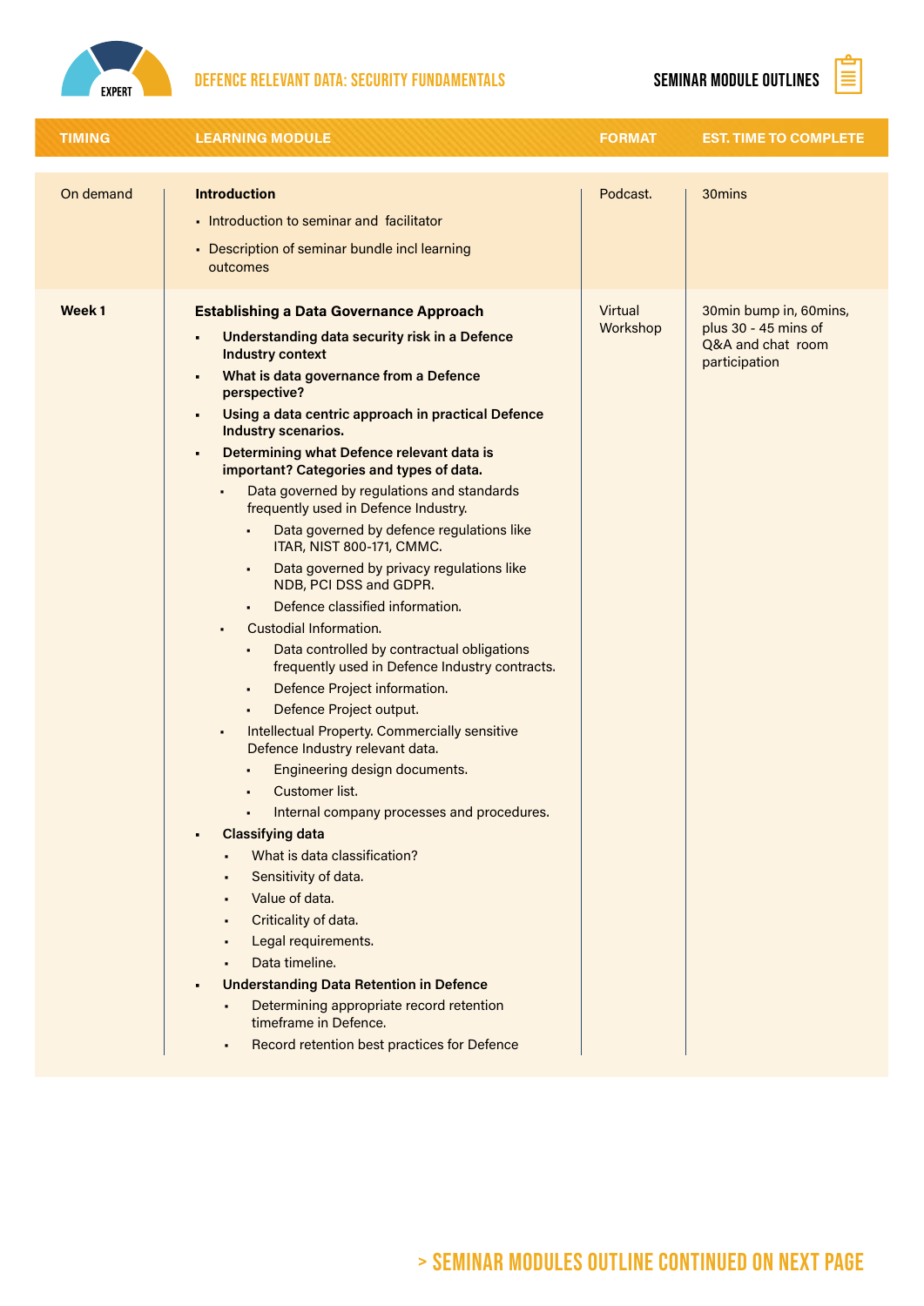| TIMING | LEARNING MODULE | FORMAT | EST. TIME TO COMPLETE |
| --- | --- | --- | --- |
| On demand | **Introduction**<br>▪ Introduction to seminar and facilitator<br>▪ Description of seminar bundle incl learning outcomes | Podcast. | 30mins |
| **Week 1** | **Establishing a Data Governance Approach**<br>▪ **Understanding data security risk in a Defence Industry context**<br>▪ **What is data governance from a Defence perspective?**<br>▪ **Using a data centric approach in practical Defence Industry scenarios.**<br>▪ **Determining what Defence relevant data is important? Categories and types of data.**<br>&nbsp;&nbsp;▪ Data governed by regulations and standards frequently used in Defence Industry.<br>&nbsp;&nbsp;&nbsp;&nbsp;▪ Data governed by defence regulations like ITAR, NIST 800-171, CMMC.<br>&nbsp;&nbsp;&nbsp;&nbsp;▪ Data governed by privacy regulations like NDB, PCI DSS and GDPR.<br>&nbsp;&nbsp;&nbsp;&nbsp;▪ Defence classified information.<br>&nbsp;&nbsp;▪ Custodial Information.<br>&nbsp;&nbsp;&nbsp;&nbsp;▪ Data controlled by contractual obligations frequently used in Defence Industry contracts.<br>&nbsp;&nbsp;&nbsp;&nbsp;▪ Defence Project information.<br>&nbsp;&nbsp;&nbsp;&nbsp;▪ Defence Project output.<br>&nbsp;&nbsp;▪ Intellectual Property. Commercially sensitive Defence Industry relevant data.<br>&nbsp;&nbsp;&nbsp;&nbsp;▪ Engineering design documents.<br>&nbsp;&nbsp;&nbsp;&nbsp;▪ Customer list.<br>&nbsp;&nbsp;&nbsp;&nbsp;▪ Internal company processes and procedures.<br>▪ **Classifying data**<br>&nbsp;&nbsp;▪ What is data classification?<br>&nbsp;&nbsp;▪ Sensitivity of data.<br>&nbsp;&nbsp;▪ Value of data.<br>&nbsp;&nbsp;▪ Criticality of data.<br>&nbsp;&nbsp;▪ Legal requirements.<br>&nbsp;&nbsp;▪ Data timeline.<br>▪ **Understanding Data Retention in Defence**<br>&nbsp;&nbsp;▪ Determining appropriate record retention timeframe in Defence.<br>&nbsp;&nbsp;▪ Record retention best practices for Defence | Virtual Workshop | 30min bump in, 60mins, plus 30 - 45 mins of Q&A and chat room participation |

> SEMINAR MODULES OUTLINE CONTINUED ON NEXT PAGE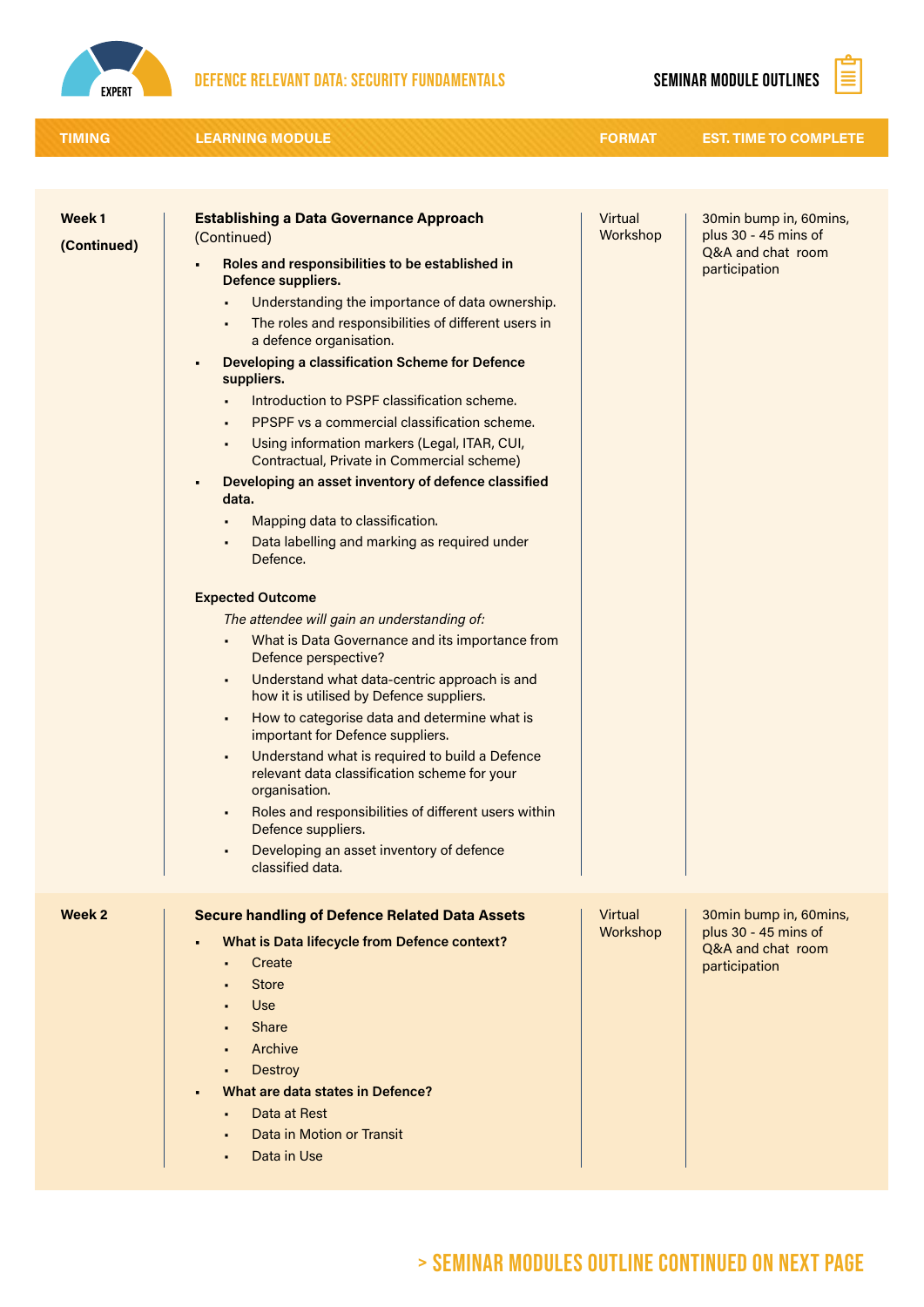| TIMING | LEARNING MODULE | FORMAT | EST. TIME TO COMPLETE |
| --- | --- | --- | --- |
| **Week 1**<br><br>**(Continued)** | **Establishing a Data Governance Approach** (Continued)<br><br>- **Roles and responsibilities to be established in Defence suppliers.**<br>  - Understanding the importance of data ownership.<br>  - The roles and responsibilities of different users in a defence organisation.<br>- **Developing a classification Scheme for Defence suppliers.**<br>  - Introduction to PSPF classification scheme.<br>  - PPSPF vs a commercial classification scheme.<br>  - Using information markers (Legal, ITAR, CUI, Contractual, Private in Commercial scheme)<br>- **Developing an asset inventory of defence classified data.**<br>  - Mapping data to classification.<br>  - Data labelling and marking as required under Defence.<br><br>**Expected Outcome**<br><br>*The attendee will gain an understanding of:*<br>- What is Data Governance and its importance from Defence perspective?<br>- Understand what data-centric approach is and how it is utilised by Defence suppliers.<br>- How to categorise data and determine what is important for Defence suppliers.<br>- Understand what is required to build a Defence relevant data classification scheme for your organisation.<br>- Roles and responsibilities of different users within Defence suppliers.<br>- Developing an asset inventory of defence classified data. | Virtual Workshop | 30min bump in, 60mins, plus 30 - 45 mins of Q&A and chat room participation |
| **Week 2** | **Secure handling of Defence Related Data Assets**<br><br>- **What is Data lifecycle from Defence context?**<br>  - Create<br>  - Store<br>  - Use<br>  - Share<br>  - Archive<br>  - Destroy<br>- **What are data states in Defence?**<br>  - Data at Rest<br>  - Data in Motion or Transit<br>  - Data in Use | Virtual Workshop | 30min bump in, 60mins, plus 30 - 45 mins of Q&A and chat room participation |

> SEMINAR MODULES OUTLINE CONTINUED ON NEXT PAGE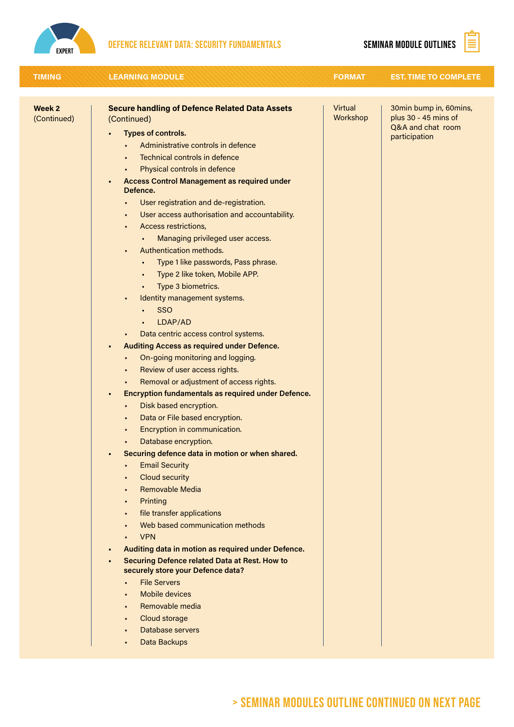# DEFENCE RELEVANT DATA: SECURITY FUNDAMENTALS

## SEMINAR MODULE OUTLINES

| TIMING | LEARNING MODULE | FORMAT | EST. TIME TO COMPLETE |
|---|---|---|---|
| **Week 2** (Continued) | **Secure handling of Defence Related Data Assets** (Continued)<br>▪ **Types of controls.**<br>&nbsp;&nbsp;▪ Administrative controls in defence<br>&nbsp;&nbsp;▪ Technical controls in defence<br>&nbsp;&nbsp;▪ Physical controls in defence<br>▪ **Access Control Management as required under Defence.**<br>&nbsp;&nbsp;▪ User registration and de-registration.<br>&nbsp;&nbsp;▪ User access authorisation and accountability.<br>&nbsp;&nbsp;▪ Access restrictions,<br>&nbsp;&nbsp;&nbsp;&nbsp;▪ Managing privileged user access.<br>&nbsp;&nbsp;▪ Authentication methods.<br>&nbsp;&nbsp;&nbsp;&nbsp;▪ Type 1 like passwords, Pass phrase.<br>&nbsp;&nbsp;&nbsp;&nbsp;▪ Type 2 like token, Mobile APP.<br>&nbsp;&nbsp;&nbsp;&nbsp;▪ Type 3 biometrics.<br>&nbsp;&nbsp;▪ Identity management systems.<br>&nbsp;&nbsp;&nbsp;&nbsp;▪ SSO<br>&nbsp;&nbsp;&nbsp;&nbsp;▪ LDAP/AD<br>&nbsp;&nbsp;▪ Data centric access control systems.<br>▪ **Auditing Access as required under Defence.**<br>&nbsp;&nbsp;▪ On-going monitoring and logging.<br>&nbsp;&nbsp;▪ Review of user access rights.<br>&nbsp;&nbsp;▪ Removal or adjustment of access rights.<br>▪ **Encryption fundamentals as required under Defence.**<br>&nbsp;&nbsp;▪ Disk based encryption.<br>&nbsp;&nbsp;▪ Data or File based encryption.<br>&nbsp;&nbsp;▪ Encryption in communication.<br>&nbsp;&nbsp;▪ Database encryption.<br>▪ **Securing defence data in motion or when shared.**<br>&nbsp;&nbsp;▪ Email Security<br>&nbsp;&nbsp;▪ Cloud security<br>&nbsp;&nbsp;▪ Removable Media<br>&nbsp;&nbsp;▪ Printing<br>&nbsp;&nbsp;▪ file transfer applications<br>&nbsp;&nbsp;▪ Web based communication methods<br>&nbsp;&nbsp;▪ VPN<br>▪ **Auditing data in motion as required under Defence.**<br>▪ **Securing Defence related Data at Rest. How to securely store your Defence data?**<br>&nbsp;&nbsp;▪ File Servers<br>&nbsp;&nbsp;▪ Mobile devices<br>&nbsp;&nbsp;▪ Removable media<br>&nbsp;&nbsp;▪ Cloud storage<br>&nbsp;&nbsp;▪ Database servers<br>&nbsp;&nbsp;▪ Data Backups | Virtual Workshop | 30min bump in, 60mins, plus 30 - 45 mins of Q&A and chat room participation |

> SEMINAR MODULES OUTLINE CONTINUED ON NEXT PAGE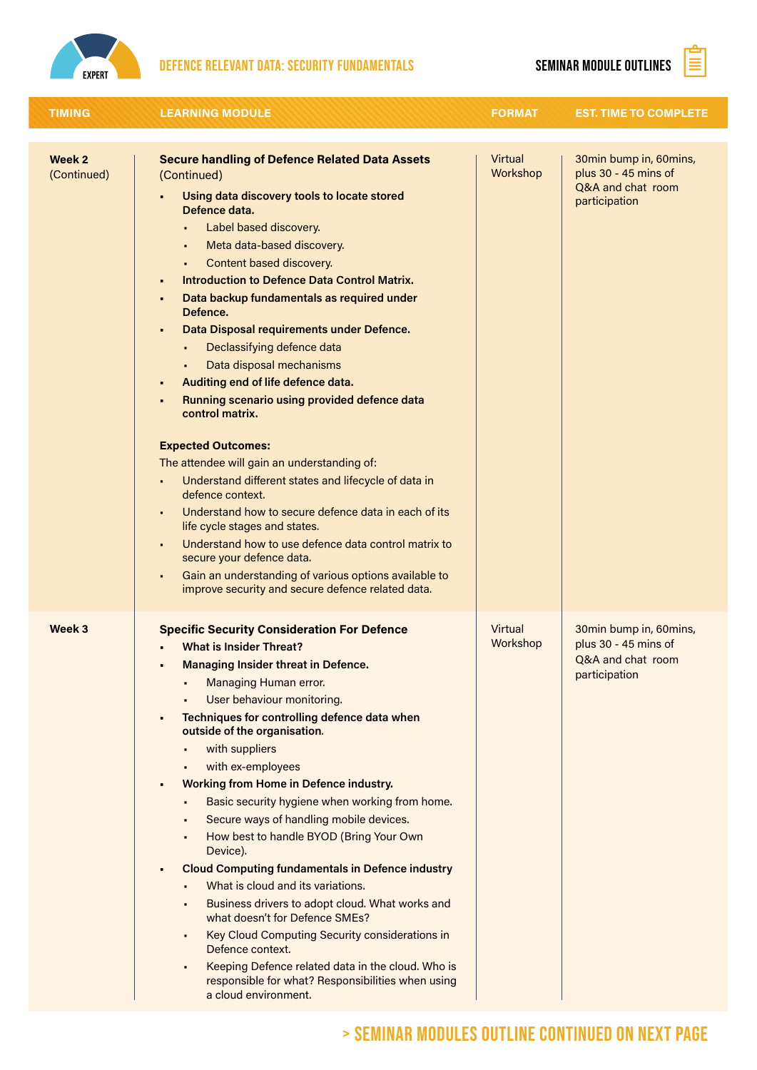| TIMING | LEARNING MODULE | FORMAT | EST. TIME TO COMPLETE |
|---|---|---|---|
| **Week 2** (Continued) | **Secure handling of Defence Related Data Assets** (Continued)<br>▪ **Using data discovery tools to locate stored Defence data.**<br>&nbsp;&nbsp;▪ Label based discovery.<br>&nbsp;&nbsp;▪ Meta data-based discovery.<br>&nbsp;&nbsp;▪ Content based discovery.<br>▪ **Introduction to Defence Data Control Matrix.**<br>▪ **Data backup fundamentals as required under Defence.**<br>▪ **Data Disposal requirements under Defence.**<br>&nbsp;&nbsp;▪ Declassifying defence data<br>&nbsp;&nbsp;▪ Data disposal mechanisms<br>▪ **Auditing end of life defence data.**<br>▪ **Running scenario using provided defence data control matrix.**<br><br>**Expected Outcomes:**<br>The attendee will gain an understanding of:<br>▪ Understand different states and lifecycle of data in defence context.<br>▪ Understand how to secure defence data in each of its life cycle stages and states.<br>▪ Understand how to use defence data control matrix to secure your defence data.<br>▪ Gain an understanding of various options available to improve security and secure defence related data. | Virtual Workshop | 30min bump in, 60mins, plus 30 - 45 mins of Q&A and chat room participation |
| **Week 3** | **Specific Security Consideration For Defence**<br>▪ **What is Insider Threat?**<br>▪ **Managing Insider threat in Defence.**<br>&nbsp;&nbsp;▪ Managing Human error.<br>&nbsp;&nbsp;▪ User behaviour monitoring.<br>▪ **Techniques for controlling defence data when outside of the organisation.**<br>&nbsp;&nbsp;▪ with suppliers<br>&nbsp;&nbsp;▪ with ex-employees<br>▪ **Working from Home in Defence industry.**<br>&nbsp;&nbsp;▪ Basic security hygiene when working from home.<br>&nbsp;&nbsp;▪ Secure ways of handling mobile devices.<br>&nbsp;&nbsp;▪ How best to handle BYOD (Bring Your Own Device).<br>▪ **Cloud Computing fundamentals in Defence industry**<br>&nbsp;&nbsp;▪ What is cloud and its variations.<br>&nbsp;&nbsp;▪ Business drivers to adopt cloud. What works and what doesn't for Defence SMEs?<br>&nbsp;&nbsp;▪ Key Cloud Computing Security considerations in Defence context.<br>&nbsp;&nbsp;▪ Keeping Defence related data in the cloud. Who is responsible for what? Responsibilities when using a cloud environment. | Virtual Workshop | 30min bump in, 60mins, plus 30 - 45 mins of Q&A and chat room participation |

> SEMINAR MODULES OUTLINE CONTINUED ON NEXT PAGE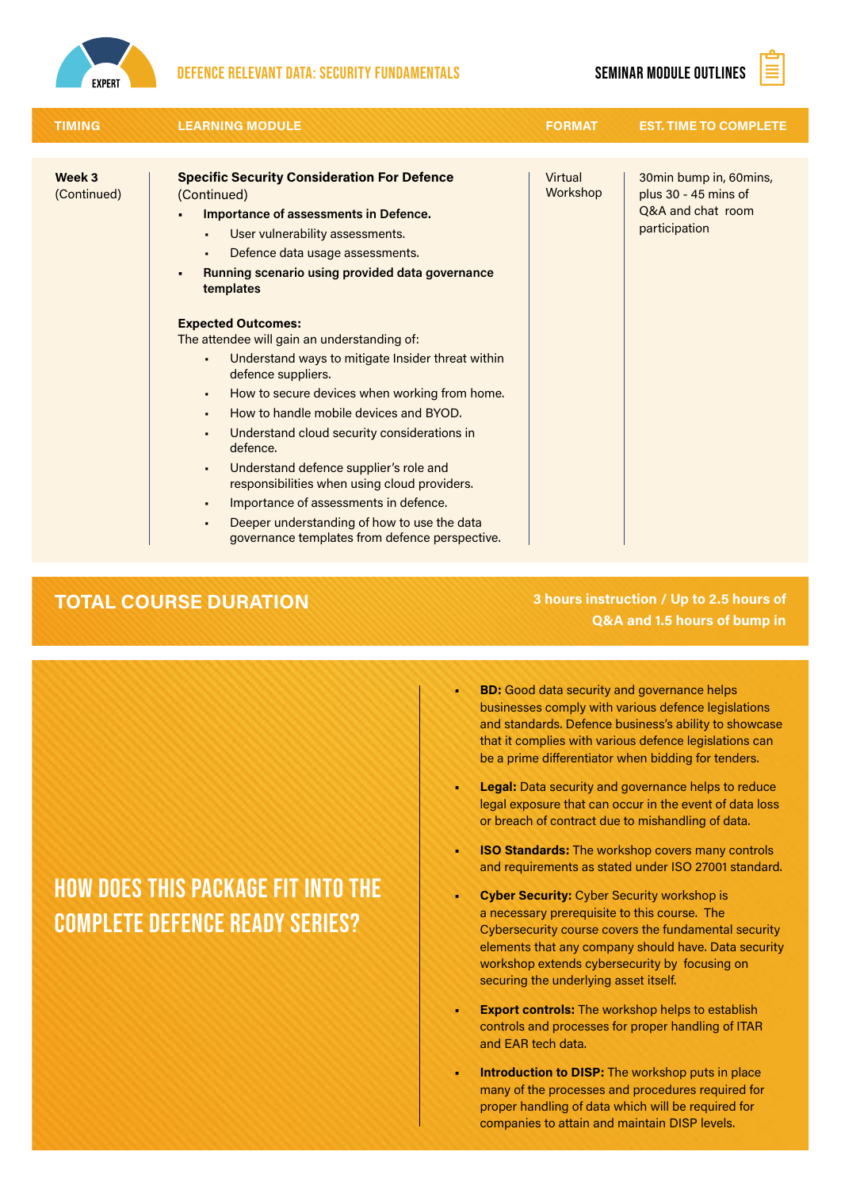| TIMING | LEARNING MODULE | FORMAT | EST. TIME TO COMPLETE |
|---|---|---|---|
| **Week 3** (Continued) | **Specific Security Consideration For Defence** (Continued)<br>▪ **Importance of assessments in Defence.**<br>  ▪ User vulnerability assessments.<br>  ▪ Defence data usage assessments.<br>▪ **Running scenario using provided data governance templates**<br><br>**Expected Outcomes:**<br>The attendee will gain an understanding of:<br>  ▪ Understand ways to mitigate Insider threat within defence suppliers.<br>  ▪ How to secure devices when working from home.<br>  ▪ How to handle mobile devices and BYOD.<br>  ▪ Understand cloud security considerations in defence.<br>  ▪ Understand defence supplier's role and responsibilities when using cloud providers.<br>  ▪ Importance of assessments in defence.<br>  ▪ Deeper understanding of how to use the data governance templates from defence perspective. | Virtual Workshop | 30min bump in, 60mins, plus 30 - 45 mins of Q&A and chat room participation |

## TOTAL COURSE DURATION

**3 hours instruction / Up to 2.5 hours of Q&A and 1.5 hours of bump in**

## HOW DOES THIS PACKAGE FIT INTO THE COMPLETE DEFENCE READY SERIES?

- **BD:** Good data security and governance helps businesses comply with various defence legislations and standards. Defence business's ability to showcase that it complies with various defence legislations can be a prime differentiator when bidding for tenders.
- **Legal:** Data security and governance helps to reduce legal exposure that can occur in the event of data loss or breach of contract due to mishandling of data.
- **ISO Standards:** The workshop covers many controls and requirements as stated under ISO 27001 standard.
- **Cyber Security:** Cyber Security workshop is a necessary prerequisite to this course. The Cybersecurity course covers the fundamental security elements that any company should have. Data security workshop extends cybersecurity by focusing on securing the underlying asset itself.
- **Export controls:** The workshop helps to establish controls and processes for proper handling of ITAR and EAR tech data.
- **Introduction to DISP:** The workshop puts in place many of the processes and procedures required for proper handling of data which will be required for companies to attain and maintain DISP levels.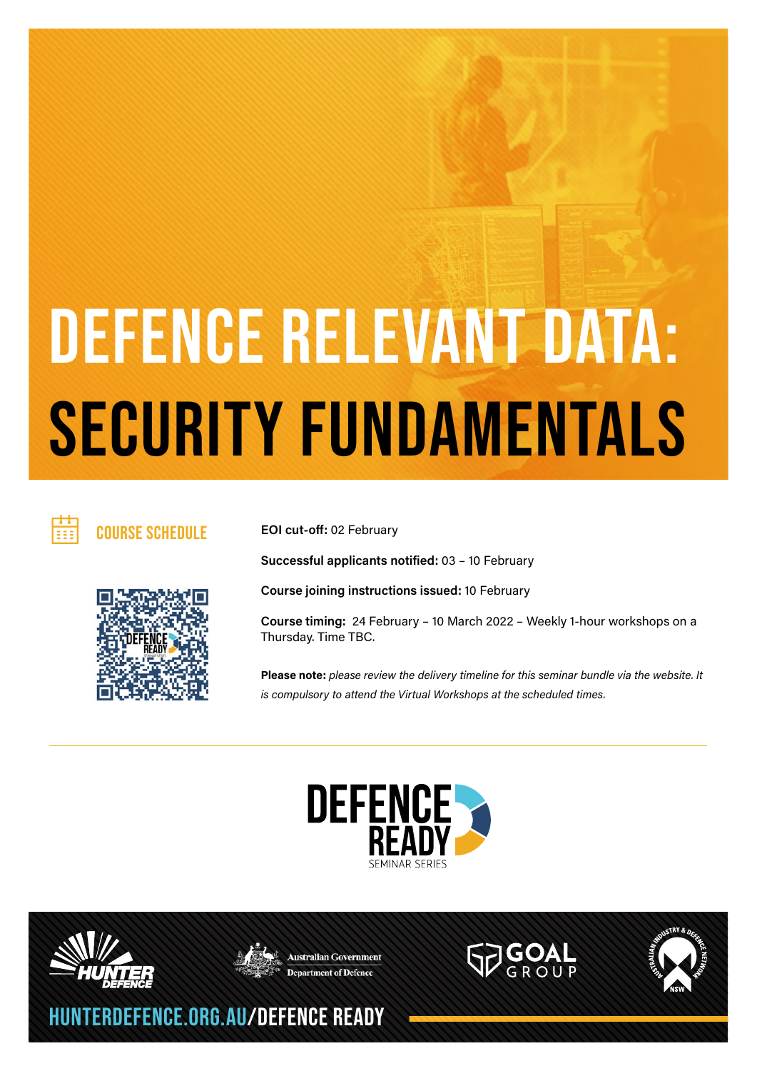# DEFENCE RELEVANT DATA: SECURITY FUNDAMENTALS

## COURSE SCHEDULE

**EOI cut-off:** 02 February

**Successful applicants notified:** 03 – 10 February

**Course joining instructions issued:** 10 February

**Course timing:** 24 February – 10 March 2022 – Weekly 1-hour workshops on a Thursday. Time TBC.

**Please note:** *please review the delivery timeline for this seminar bundle via the website. It is compulsory to attend the Virtual Workshops at the scheduled times.*

DEFENCE READY SEMINAR SERIES

HUNTER DEFENCE

Australian Government Department of Defence

GOAL GROUP

AUSTRALIAN INDUSTRY & DEFENCE NETWORK NSW

HUNTERDEFENCE.ORG.AU/DEFENCE READY